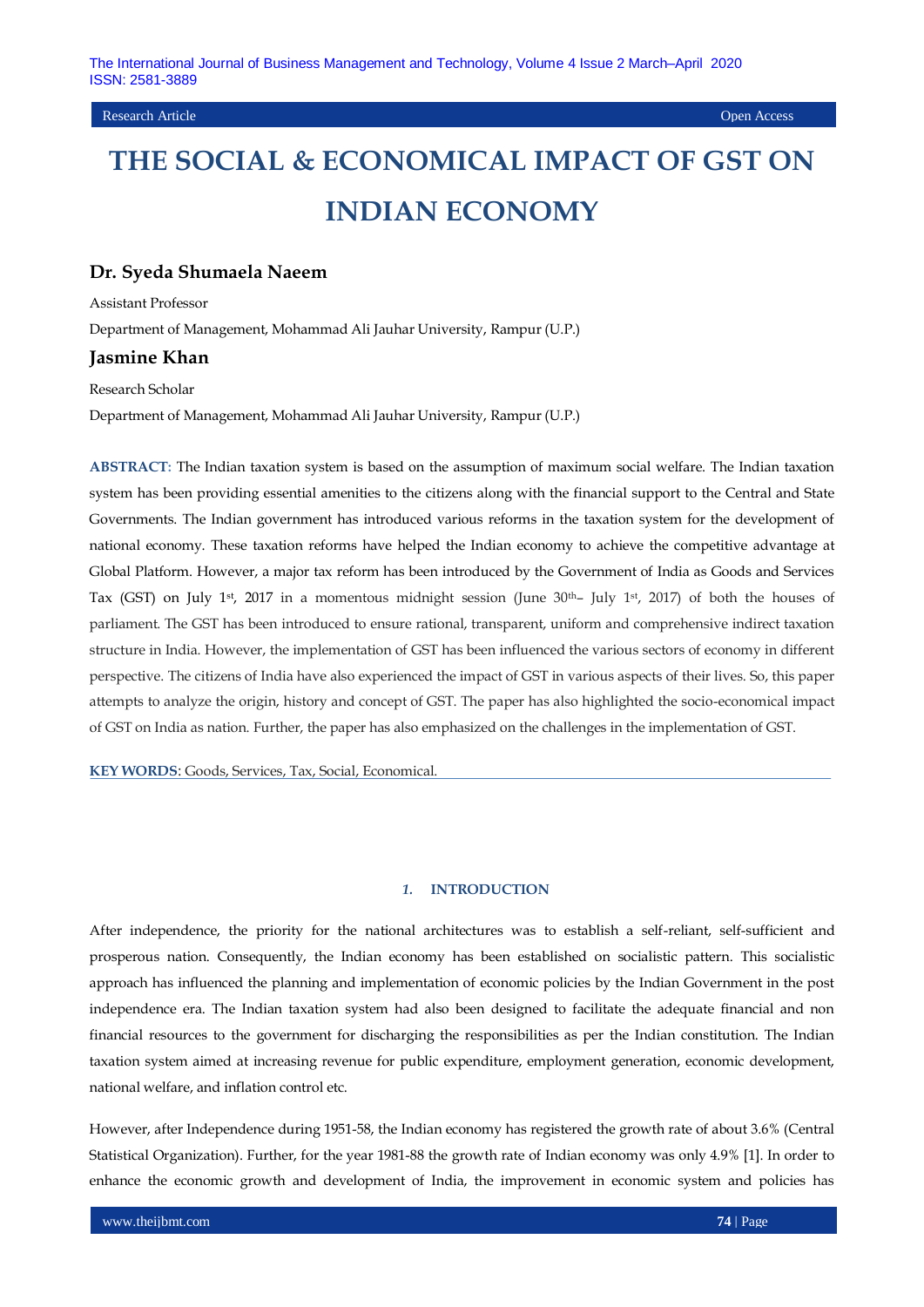Research Article | Open Access

# THE SOCIAL & ECONOMICAL IMPACT OF GST ON INDIAN ECONOMY

**Dr. Syeda Shumaela Naeem**

Assistant Professor

Department of Management, Mohammad Ali Jauhar University, Rampur (U.P.)

**Jasmine Khan**

Research Scholar

Department of Management, Mohammad Ali Jauhar University, Rampur (U.P.)

**ABSTRACT:** The Indian taxation system is based on the assumption of maximum social welfare. The Indian taxation system has been providing essential amenities to the citizens along with the financial support to the Central and State Governments. The Indian government has introduced various reforms in the taxation system for the development of national economy. These taxation reforms have helped the Indian economy to achieve the competitive advantage at Global Platform. However, a major tax reform has been introduced by the Government of India as Goods and Services Tax (GST) on July 1st, 2017 in a momentous midnight session (June 30th– July 1st, 2017) of both the houses of parliament. The GST has been introduced to ensure rational, transparent, uniform and comprehensive indirect taxation structure in India. However, the implementation of GST has been influenced the various sectors of economy in different perspective. The citizens of India have also experienced the impact of GST in various aspects of their lives. So, this paper attempts to analyze the origin, history and concept of GST. The paper has also highlighted the socio-economical impact of GST on India as nation. Further, the paper has also emphasized on the challenges in the implementation of GST.

**KEY WORDS**: Goods, Services, Tax, Social, Economical.

## 1. INTRODUCTION

After independence, the priority for the national architectures was to establish a self-reliant, self-sufficient and prosperous nation. Consequently, the Indian economy has been established on socialistic pattern. This socialistic approach has influenced the planning and implementation of economic policies by the Indian Government in the post independence era. The Indian taxation system had also been designed to facilitate the adequate financial and non financial resources to the government for discharging the responsibilities as per the Indian constitution. The Indian taxation system aimed at increasing revenue for public expenditure, employment generation, economic development, national welfare, and inflation control etc.

However, after Independence during 1951-58, the Indian economy has registered the growth rate of about 3.6% (Central Statistical Organization). Further, for the year 1981-88 the growth rate of Indian economy was only 4.9% [1]. In order to enhance the economic growth and development of India, the improvement in economic system and policies has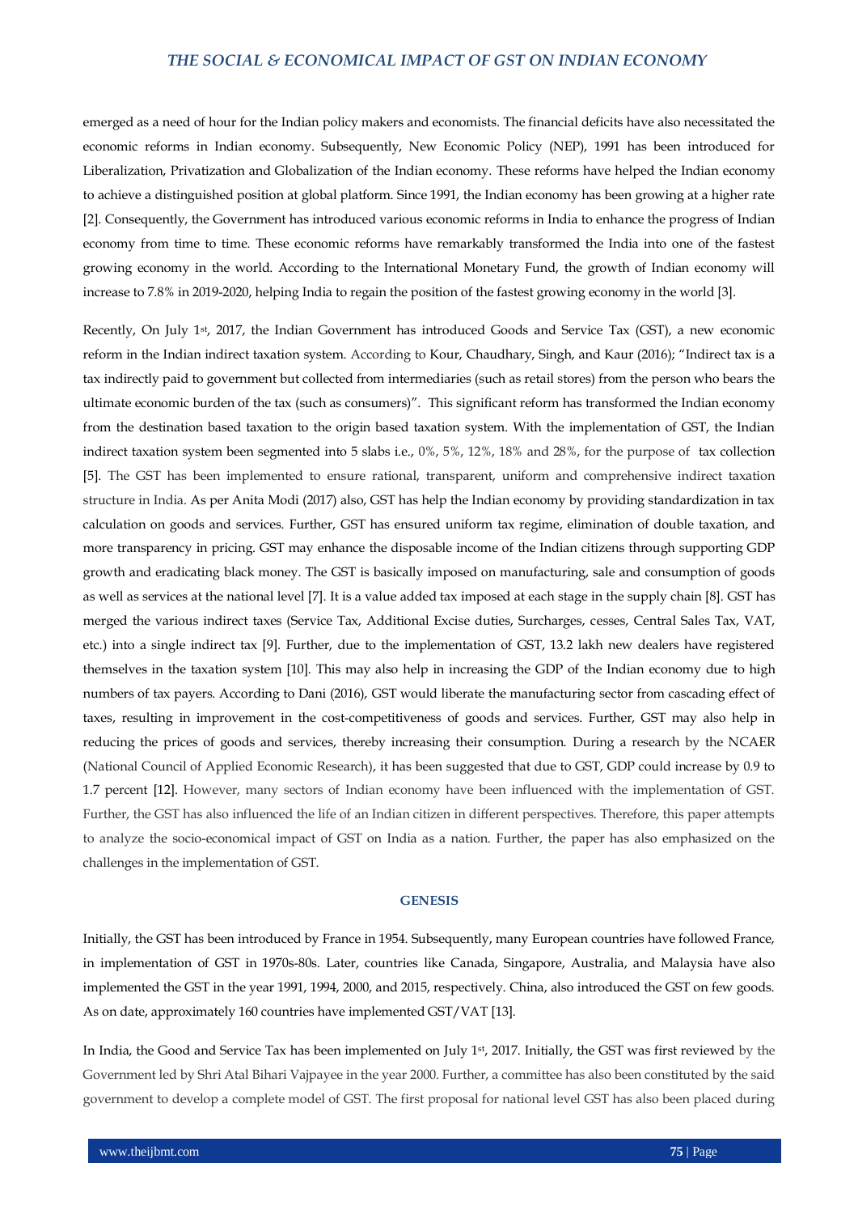emerged as a need of hour for the Indian policy makers and economists. The financial deficits have also necessitated the economic reforms in Indian economy. Subsequently, New Economic Policy (NEP), 1991 has been introduced for Liberalization, Privatization and Globalization of the Indian economy. These reforms have helped the Indian economy to achieve a distinguished position at global platform. Since 1991, the Indian economy has been growing at a higher rate [2]. Consequently, the Government has introduced various economic reforms in India to enhance the progress of Indian economy from time to time. These economic reforms have remarkably transformed the India into one of the fastest growing economy in the world. According to the International Monetary Fund, the growth of Indian economy will increase to 7.8% in 2019-2020, helping India to regain the position of the fastest growing economy in the world [3].

Recently, On July 1st, 2017, the Indian Government has introduced Goods and Service Tax (GST), a new economic reform in the Indian indirect taxation system. According to Kour, Chaudhary, Singh, and Kaur (2016); "Indirect tax is a tax indirectly paid to government but collected from intermediaries (such as retail stores) from the person who bears the ultimate economic burden of the tax (such as consumers)". This significant reform has transformed the Indian economy from the destination based taxation to the origin based taxation system. With the implementation of GST, the Indian indirect taxation system been segmented into 5 slabs i.e., 0%, 5%, 12%, 18% and 28%, for the purpose of tax collection [5]. The GST has been implemented to ensure rational, transparent, uniform and comprehensive indirect taxation structure in India. As per Anita Modi (2017) also, GST has help the Indian economy by providing standardization in tax calculation on goods and services. Further, GST has ensured uniform tax regime, elimination of double taxation, and more transparency in pricing. GST may enhance the disposable income of the Indian citizens through supporting GDP growth and eradicating black money. The GST is basically imposed on manufacturing, sale and consumption of goods as well as services at the national level [7]. It is a value added tax imposed at each stage in the supply chain [8]. GST has merged the various indirect taxes (Service Tax, Additional Excise duties, Surcharges, cesses, Central Sales Tax, VAT, etc.) into a single indirect tax [9]. Further, due to the implementation of GST, 13.2 lakh new dealers have registered themselves in the taxation system [10]. This may also help in increasing the GDP of the Indian economy due to high numbers of tax payers. According to Dani (2016), GST would liberate the manufacturing sector from cascading effect of taxes, resulting in improvement in the cost-competitiveness of goods and services. Further, GST may also help in reducing the prices of goods and services, thereby increasing their consumption. During a research by the NCAER (National Council of Applied Economic Research), it has been suggested that due to GST, GDP could increase by 0.9 to 1.7 percent [12]. However, many sectors of Indian economy have been influenced with the implementation of GST. Further, the GST has also influenced the life of an Indian citizen in different perspectives. Therefore, this paper attempts to analyze the socio-economical impact of GST on India as a nation. Further, the paper has also emphasized on the challenges in the implementation of GST.

## GENESIS

Initially, the GST has been introduced by France in 1954. Subsequently, many European countries have followed France, in implementation of GST in 1970s-80s. Later, countries like Canada, Singapore, Australia, and Malaysia have also implemented the GST in the year 1991, 1994, 2000, and 2015, respectively. China, also introduced the GST on few goods. As on date, approximately 160 countries have implemented GST/VAT [13].

In India, the Good and Service Tax has been implemented on July 1st, 2017. Initially, the GST was first reviewed by the Government led by Shri Atal Bihari Vajpayee in the year 2000. Further, a committee has also been constituted by the said government to develop a complete model of GST. The first proposal for national level GST has also been placed during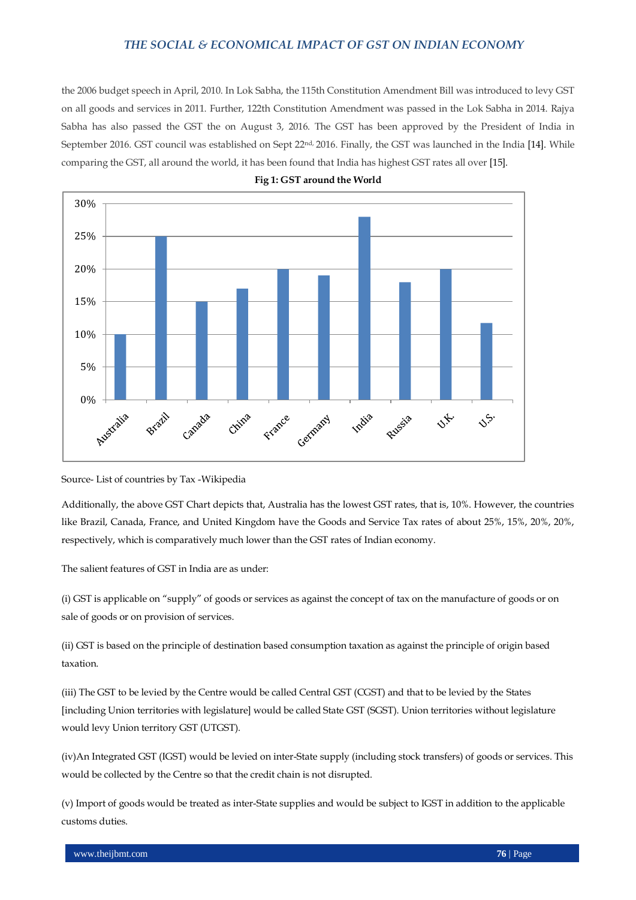the 2006 budget speech in April, 2010. In Lok Sabha, the 115th Constitution Amendment Bill was introduced to levy GST on all goods and services in 2011. Further, 122th Constitution Amendment was passed in the Lok Sabha in 2014. Rajya Sabha has also passed the GST the on August 3, 2016. The GST has been approved by the President of India in September 2016. GST council was established on Sept 22nd, 2016. Finally, the GST was launched in the India [14]. While comparing the GST, all around the world, it has been found that India has highest GST rates all over [15].

**Fig 1: GST around the World**

Source- List of countries by Tax -Wikipedia

Additionally, the above GST Chart depicts that, Australia has the lowest GST rates, that is, 10%. However, the countries like Brazil, Canada, France, and United Kingdom have the Goods and Service Tax rates of about 25%, 15%, 20%, 20%, respectively, which is comparatively much lower than the GST rates of Indian economy.

The salient features of GST in India are as under:

(i) GST is applicable on "supply" of goods or services as against the concept of tax on the manufacture of goods or on sale of goods or on provision of services.

(ii) GST is based on the principle of destination based consumption taxation as against the principle of origin based taxation.

(iii) The GST to be levied by the Centre would be called Central GST (CGST) and that to be levied by the States [including Union territories with legislature] would be called State GST (SGST). Union territories without legislature would levy Union territory GST (UTGST).

(iv)An Integrated GST (IGST) would be levied on inter-State supply (including stock transfers) of goods or services. This would be collected by the Centre so that the credit chain is not disrupted.

(v) Import of goods would be treated as inter-State supplies and would be subject to IGST in addition to the applicable customs duties.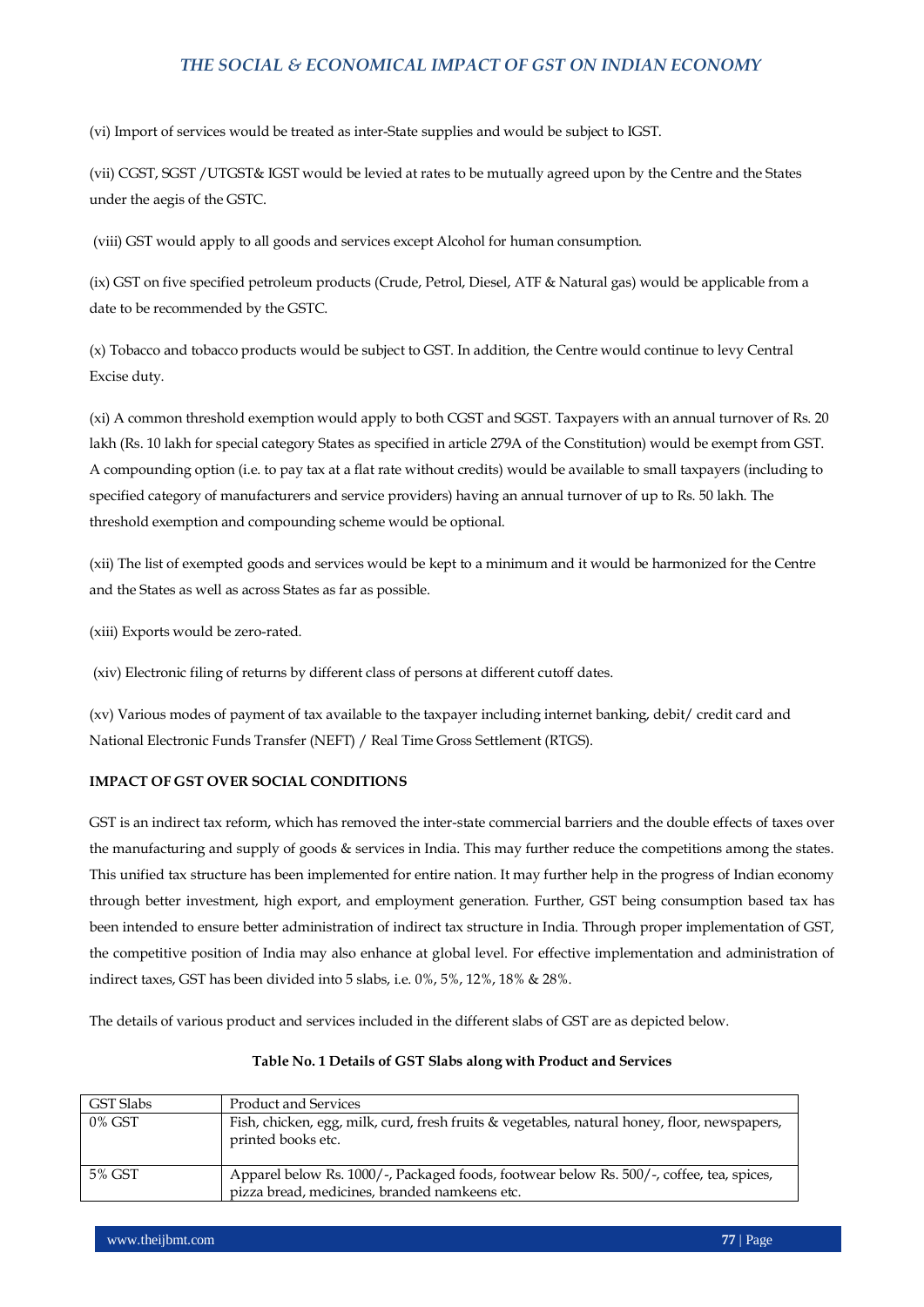(vi) Import of services would be treated as inter-State supplies and would be subject to IGST.

(vii) CGST, SGST /UTGST& IGST would be levied at rates to be mutually agreed upon by the Centre and the States under the aegis of the GSTC.

(viii) GST would apply to all goods and services except Alcohol for human consumption.

(ix) GST on five specified petroleum products (Crude, Petrol, Diesel, ATF & Natural gas) would be applicable from a date to be recommended by the GSTC.

(x) Tobacco and tobacco products would be subject to GST. In addition, the Centre would continue to levy Central Excise duty.

(xi) A common threshold exemption would apply to both CGST and SGST. Taxpayers with an annual turnover of Rs. 20 lakh (Rs. 10 lakh for special category States as specified in article 279A of the Constitution) would be exempt from GST. A compounding option (i.e. to pay tax at a flat rate without credits) would be available to small taxpayers (including to specified category of manufacturers and service providers) having an annual turnover of up to Rs. 50 lakh. The threshold exemption and compounding scheme would be optional.

(xii) The list of exempted goods and services would be kept to a minimum and it would be harmonized for the Centre and the States as well as across States as far as possible.

(xiii) Exports would be zero-rated.

(xiv) Electronic filing of returns by different class of persons at different cutoff dates.

(xv) Various modes of payment of tax available to the taxpayer including internet banking, debit/ credit card and National Electronic Funds Transfer (NEFT) / Real Time Gross Settlement (RTGS).

**IMPACT OF GST OVER SOCIAL CONDITIONS**

GST is an indirect tax reform, which has removed the inter-state commercial barriers and the double effects of taxes over the manufacturing and supply of goods & services in India. This may further reduce the competitions among the states. This unified tax structure has been implemented for entire nation. It may further help in the progress of Indian economy through better investment, high export, and employment generation. Further, GST being consumption based tax has been intended to ensure better administration of indirect tax structure in India. Through proper implementation of GST, the competitive position of India may also enhance at global level. For effective implementation and administration of indirect taxes, GST has been divided into 5 slabs, i.e. 0%, 5%, 12%, 18% & 28%.

The details of various product and services included in the different slabs of GST are as depicted below.

**Table No. 1 Details of GST Slabs along with Product and Services**

| GST Slabs | Product and Services |
|---|---|
| 0% GST | Fish, chicken, egg, milk, curd, fresh fruits & vegetables, natural honey, floor, newspapers, printed books etc. |
| 5% GST | Apparel below Rs. 1000/-, Packaged foods, footwear below Rs. 500/-, coffee, tea, spices, pizza bread, medicines, branded namkeens etc. |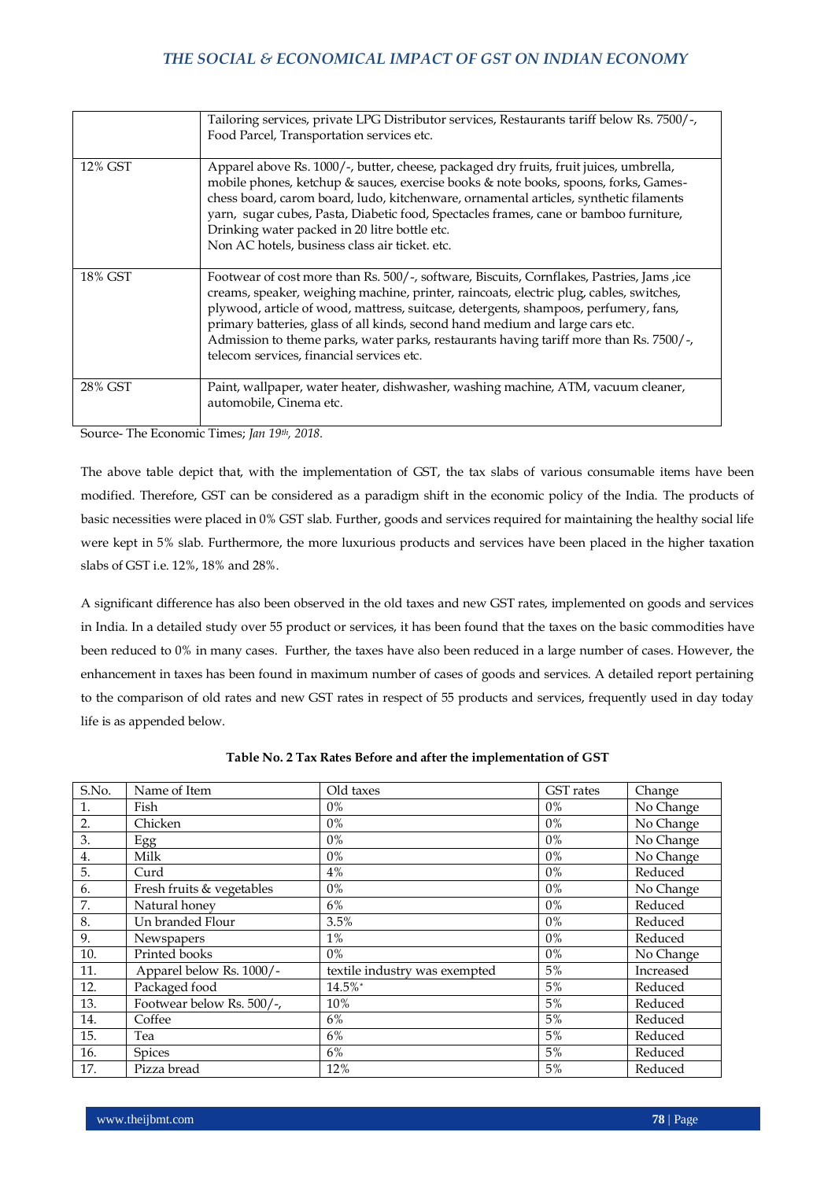| | |
|---|---|
| | Tailoring services, private LPG Distributor services, Restaurants tariff below Rs. 7500/-, Food Parcel, Transportation services etc. |
| 12% GST | Apparel above Rs. 1000/-, butter, cheese, packaged dry fruits, fruit juices, umbrella, mobile phones, ketchup & sauces, exercise books & note books, spoons, forks, Games-chess board, carom board, ludo, kitchenware, ornamental articles, synthetic filaments yarn, sugar cubes, Pasta, Diabetic food, Spectacles frames, cane or bamboo furniture, Drinking water packed in 20 litre bottle etc.<br>Non AC hotels, business class air ticket. etc. |
| 18% GST | Footwear of cost more than Rs. 500/-, software, Biscuits, Cornflakes, Pastries, Jams ,ice creams, speaker, weighing machine, printer, raincoats, electric plug, cables, switches, plywood, article of wood, mattress, suitcase, detergents, shampoos, perfumery, fans, primary batteries, glass of all kinds, second hand medium and large cars etc.<br>Admission to theme parks, water parks, restaurants having tariff more than Rs. 7500/-, telecom services, financial services etc. |
| 28% GST | Paint, wallpaper, water heater, dishwasher, washing machine, ATM, vacuum cleaner, automobile, Cinema etc. |

Source- The Economic Times; *Jan 19th, 2018.*

The above table depict that, with the implementation of GST, the tax slabs of various consumable items have been modified. Therefore, GST can be considered as a paradigm shift in the economic policy of the India. The products of basic necessities were placed in 0% GST slab. Further, goods and services required for maintaining the healthy social life were kept in 5% slab. Furthermore, the more luxurious products and services have been placed in the higher taxation slabs of GST i.e. 12%, 18% and 28%.

A significant difference has also been observed in the old taxes and new GST rates, implemented on goods and services in India. In a detailed study over 55 product or services, it has been found that the taxes on the basic commodities have been reduced to 0% in many cases. Further, the taxes have also been reduced in a large number of cases. However, the enhancement in taxes has been found in maximum number of cases of goods and services. A detailed report pertaining to the comparison of old rates and new GST rates in respect of 55 products and services, frequently used in day today life is as appended below.

**Table No. 2 Tax Rates Before and after the implementation of GST**

| S.No. | Name of Item | Old taxes | GST rates | Change |
|---|---|---|---|---|
| 1. | Fish | 0% | 0% | No Change |
| 2. | Chicken | 0% | 0% | No Change |
| 3. | Egg | 0% | 0% | No Change |
| 4. | Milk | 0% | 0% | No Change |
| 5. | Curd | 4% | 0% | Reduced |
| 6. | Fresh fruits & vegetables | 0% | 0% | No Change |
| 7. | Natural honey | 6% | 0% | Reduced |
| 8. | Un branded Flour | 3.5% | 0% | Reduced |
| 9. | Newspapers | 1% | 0% | Reduced |
| 10. | Printed books | 0% | 0% | No Change |
| 11. | Apparel below Rs. 1000/- | textile industry was exempted | 5% | Increased |
| 12. | Packaged food | 14.5%* | 5% | Reduced |
| 13. | Footwear below Rs. 500/-, | 10% | 5% | Reduced |
| 14. | Coffee | 6% | 5% | Reduced |
| 15. | Tea | 6% | 5% | Reduced |
| 16. | Spices | 6% | 5% | Reduced |
| 17. | Pizza bread | 12% | 5% | Reduced |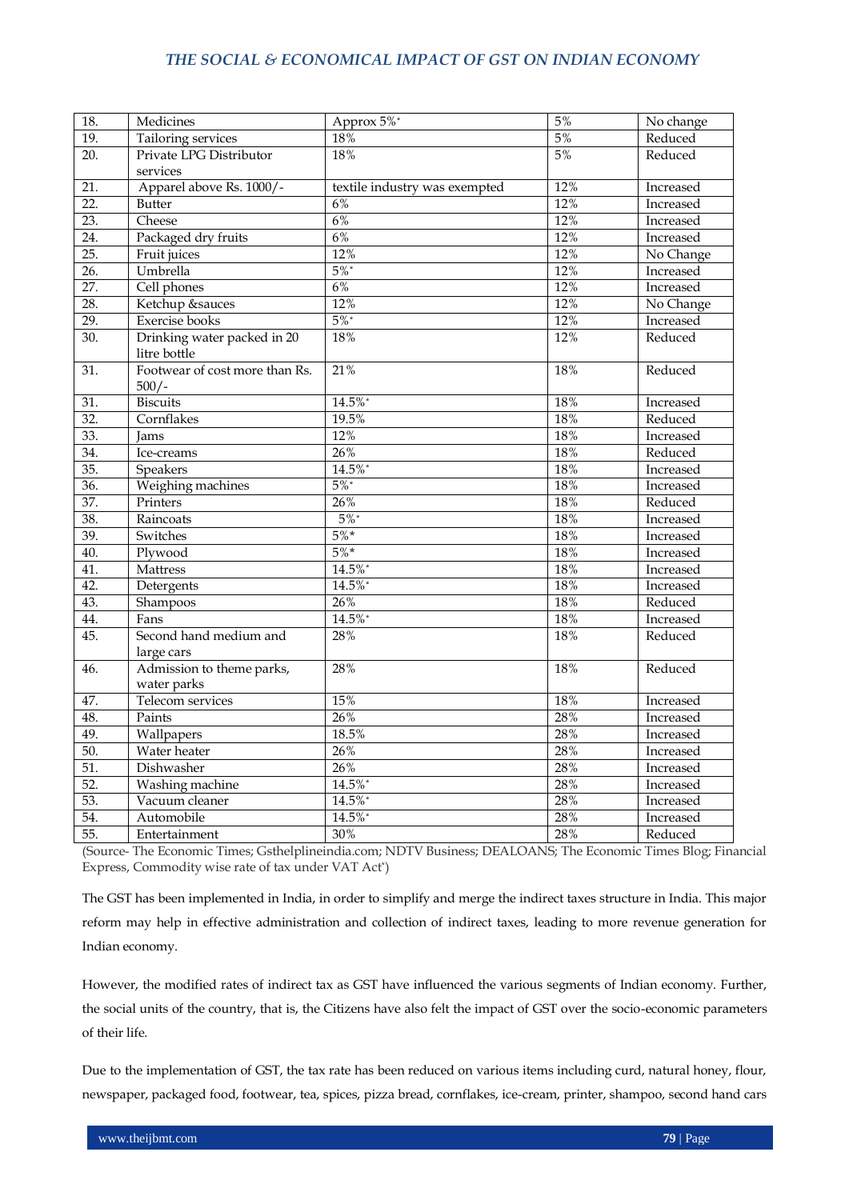| 18. | Medicines | Approx 5%* | 5% | No change |
|---|---|---|---|---|
| 19. | Tailoring services | 18% | 5% | Reduced |
| 20. | Private LPG Distributor services | 18% | 5% | Reduced |
| 21. | Apparel above Rs. 1000/- | textile industry was exempted | 12% | Increased |
| 22. | Butter | 6% | 12% | Increased |
| 23. | Cheese | 6% | 12% | Increased |
| 24. | Packaged dry fruits | 6% | 12% | Increased |
| 25. | Fruit juices | 12% | 12% | No Change |
| 26. | Umbrella | 5%* | 12% | Increased |
| 27. | Cell phones | 6% | 12% | Increased |
| 28. | Ketchup &sauces | 12% | 12% | No Change |
| 29. | Exercise books | 5%* | 12% | Increased |
| 30. | Drinking water packed in 20 litre bottle | 18% | 12% | Reduced |
| 31. | Footwear of cost more than Rs. 500/- | 21% | 18% | Reduced |
| 31. | Biscuits | 14.5%* | 18% | Increased |
| 32. | Cornflakes | 19.5% | 18% | Reduced |
| 33. | Jams | 12% | 18% | Increased |
| 34. | Ice-creams | 26% | 18% | Reduced |
| 35. | Speakers | 14.5%* | 18% | Increased |
| 36. | Weighing machines | 5%* | 18% | Increased |
| 37. | Printers | 26% | 18% | Reduced |
| 38. | Raincoats | 5%* | 18% | Increased |
| 39. | Switches | 5%* | 18% | Increased |
| 40. | Plywood | 5%* | 18% | Increased |
| 41. | Mattress | 14.5%* | 18% | Increased |
| 42. | Detergents | 14.5%* | 18% | Increased |
| 43. | Shampoos | 26% | 18% | Reduced |
| 44. | Fans | 14.5%* | 18% | Increased |
| 45. | Second hand medium and large cars | 28% | 18% | Reduced |
| 46. | Admission to theme parks, water parks | 28% | 18% | Reduced |
| 47. | Telecom services | 15% | 18% | Increased |
| 48. | Paints | 26% | 28% | Increased |
| 49. | Wallpapers | 18.5% | 28% | Increased |
| 50. | Water heater | 26% | 28% | Increased |
| 51. | Dishwasher | 26% | 28% | Increased |
| 52. | Washing machine | 14.5%* | 28% | Increased |
| 53. | Vacuum cleaner | 14.5%* | 28% | Increased |
| 54. | Automobile | 14.5%* | 28% | Increased |
| 55. | Entertainment | 30% | 28% | Reduced |

(Source- The Economic Times; Gsthelplineindia.com; NDTV Business; DEALOANS; The Economic Times Blog; Financial Express, Commodity wise rate of tax under VAT Act*)

The GST has been implemented in India, in order to simplify and merge the indirect taxes structure in India. This major reform may help in effective administration and collection of indirect taxes, leading to more revenue generation for Indian economy.

However, the modified rates of indirect tax as GST have influenced the various segments of Indian economy. Further, the social units of the country, that is, the Citizens have also felt the impact of GST over the socio-economic parameters of their life.

Due to the implementation of GST, the tax rate has been reduced on various items including curd, natural honey, flour, newspaper, packaged food, footwear, tea, spices, pizza bread, cornflakes, ice-cream, printer, shampoo, second hand cars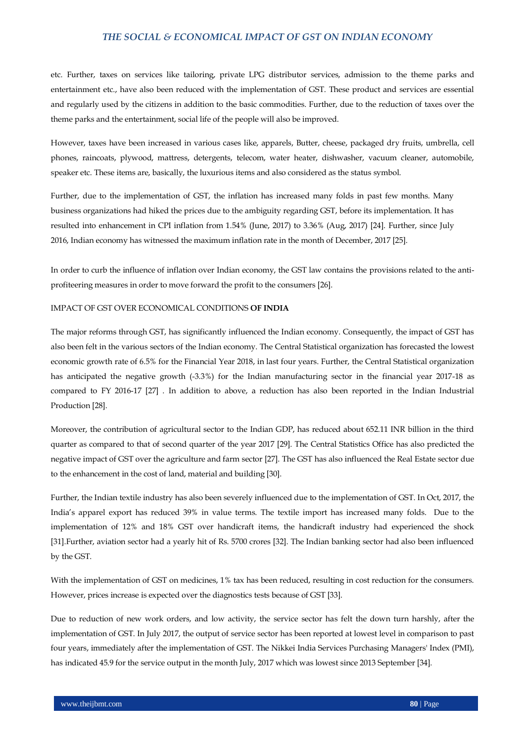etc. Further, taxes on services like tailoring, private LPG distributor services, admission to the theme parks and entertainment etc., have also been reduced with the implementation of GST. These product and services are essential and regularly used by the citizens in addition to the basic commodities. Further, due to the reduction of taxes over the theme parks and the entertainment, social life of the people will also be improved.

However, taxes have been increased in various cases like, apparels, Butter, cheese, packaged dry fruits, umbrella, cell phones, raincoats, plywood, mattress, detergents, telecom, water heater, dishwasher, vacuum cleaner, automobile, speaker etc. These items are, basically, the luxurious items and also considered as the status symbol.

Further, due to the implementation of GST, the inflation has increased many folds in past few months. Many business organizations had hiked the prices due to the ambiguity regarding GST, before its implementation. It has resulted into enhancement in CPI inflation from 1.54% (June, 2017) to 3.36% (Aug, 2017) [24]. Further, since July 2016, Indian economy has witnessed the maximum inflation rate in the month of December, 2017 [25].

In order to curb the influence of inflation over Indian economy, the GST law contains the provisions related to the anti-profiteering measures in order to move forward the profit to the consumers [26].

IMPACT OF GST OVER ECONOMICAL CONDITIONS **OF INDIA**

The major reforms through GST, has significantly influenced the Indian economy. Consequently, the impact of GST has also been felt in the various sectors of the Indian economy. The Central Statistical organization has forecasted the lowest economic growth rate of 6.5% for the Financial Year 2018, in last four years. Further, the Central Statistical organization has anticipated the negative growth (-3.3%) for the Indian manufacturing sector in the financial year 2017-18 as compared to FY 2016-17 [27] . In addition to above, a reduction has also been reported in the Indian Industrial Production [28].

Moreover, the contribution of agricultural sector to the Indian GDP, has reduced about 652.11 INR billion in the third quarter as compared to that of second quarter of the year 2017 [29]. The Central Statistics Office has also predicted the negative impact of GST over the agriculture and farm sector [27]. The GST has also influenced the Real Estate sector due to the enhancement in the cost of land, material and building [30].

Further, the Indian textile industry has also been severely influenced due to the implementation of GST. In Oct, 2017, the India's apparel export has reduced 39% in value terms. The textile import has increased many folds. Due to the implementation of 12% and 18% GST over handicraft items, the handicraft industry had experienced the shock [31].Further, aviation sector had a yearly hit of Rs. 5700 crores [32]. The Indian banking sector had also been influenced by the GST.

With the implementation of GST on medicines, 1% tax has been reduced, resulting in cost reduction for the consumers. However, prices increase is expected over the diagnostics tests because of GST [33].

Due to reduction of new work orders, and low activity, the service sector has felt the down turn harshly, after the implementation of GST. In July 2017, the output of service sector has been reported at lowest level in comparison to past four years, immediately after the implementation of GST. The Nikkei India Services Purchasing Managers' Index (PMI), has indicated 45.9 for the service output in the month July, 2017 which was lowest since 2013 September [34].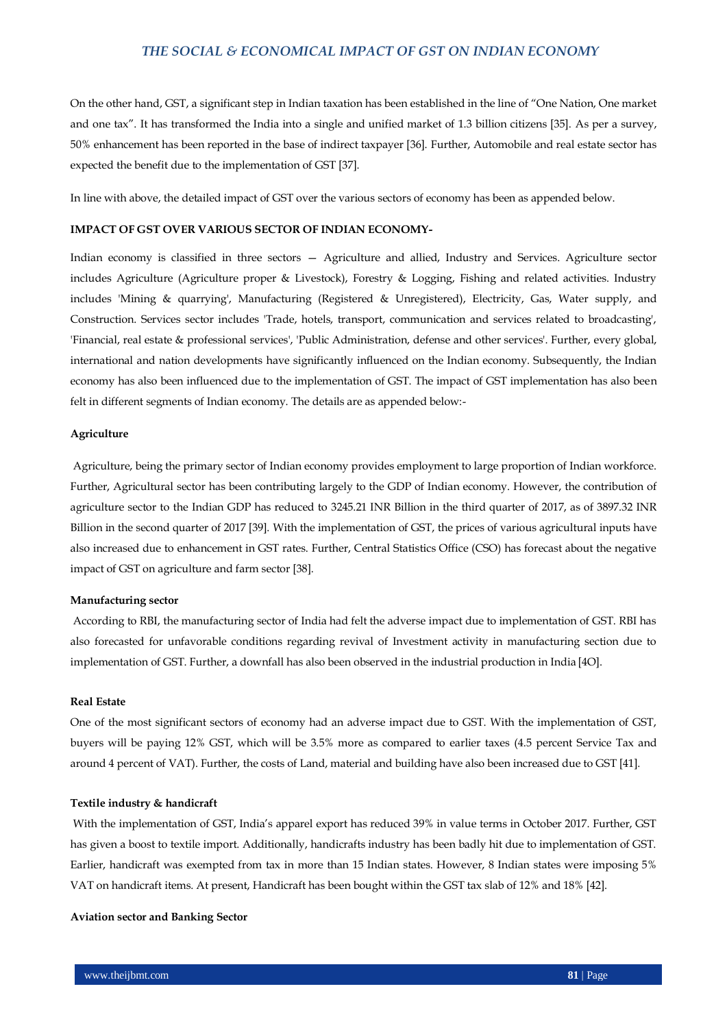On the other hand, GST, a significant step in Indian taxation has been established in the line of "One Nation, One market and one tax". It has transformed the India into a single and unified market of 1.3 billion citizens [35]. As per a survey, 50% enhancement has been reported in the base of indirect taxpayer [36]. Further, Automobile and real estate sector has expected the benefit due to the implementation of GST [37].

In line with above, the detailed impact of GST over the various sectors of economy has been as appended below.

**IMPACT OF GST OVER VARIOUS SECTOR OF INDIAN ECONOMY-**

Indian economy is classified in three sectors — Agriculture and allied, Industry and Services. Agriculture sector includes Agriculture (Agriculture proper & Livestock), Forestry & Logging, Fishing and related activities. Industry includes 'Mining & quarrying', Manufacturing (Registered & Unregistered), Electricity, Gas, Water supply, and Construction. Services sector includes 'Trade, hotels, transport, communication and services related to broadcasting', 'Financial, real estate & professional services', 'Public Administration, defense and other services'. Further, every global, international and nation developments have significantly influenced on the Indian economy. Subsequently, the Indian economy has also been influenced due to the implementation of GST. The impact of GST implementation has also been felt in different segments of Indian economy. The details are as appended below:-

**Agriculture**

Agriculture, being the primary sector of Indian economy provides employment to large proportion of Indian workforce. Further, Agricultural sector has been contributing largely to the GDP of Indian economy. However, the contribution of agriculture sector to the Indian GDP has reduced to 3245.21 INR Billion in the third quarter of 2017, as of 3897.32 INR Billion in the second quarter of 2017 [39]. With the implementation of GST, the prices of various agricultural inputs have also increased due to enhancement in GST rates. Further, Central Statistics Office (CSO) has forecast about the negative impact of GST on agriculture and farm sector [38].

**Manufacturing sector**

According to RBI, the manufacturing sector of India had felt the adverse impact due to implementation of GST. RBI has also forecasted for unfavorable conditions regarding revival of Investment activity in manufacturing section due to implementation of GST. Further, a downfall has also been observed in the industrial production in India [4O].

**Real Estate**

One of the most significant sectors of economy had an adverse impact due to GST. With the implementation of GST, buyers will be paying 12% GST, which will be 3.5% more as compared to earlier taxes (4.5 percent Service Tax and around 4 percent of VAT). Further, the costs of Land, material and building have also been increased due to GST [41].

**Textile industry & handicraft**

With the implementation of GST, India's apparel export has reduced 39% in value terms in October 2017. Further, GST has given a boost to textile import. Additionally, handicrafts industry has been badly hit due to implementation of GST. Earlier, handicraft was exempted from tax in more than 15 Indian states. However, 8 Indian states were imposing 5% VAT on handicraft items. At present, Handicraft has been bought within the GST tax slab of 12% and 18% [42].

**Aviation sector and Banking Sector**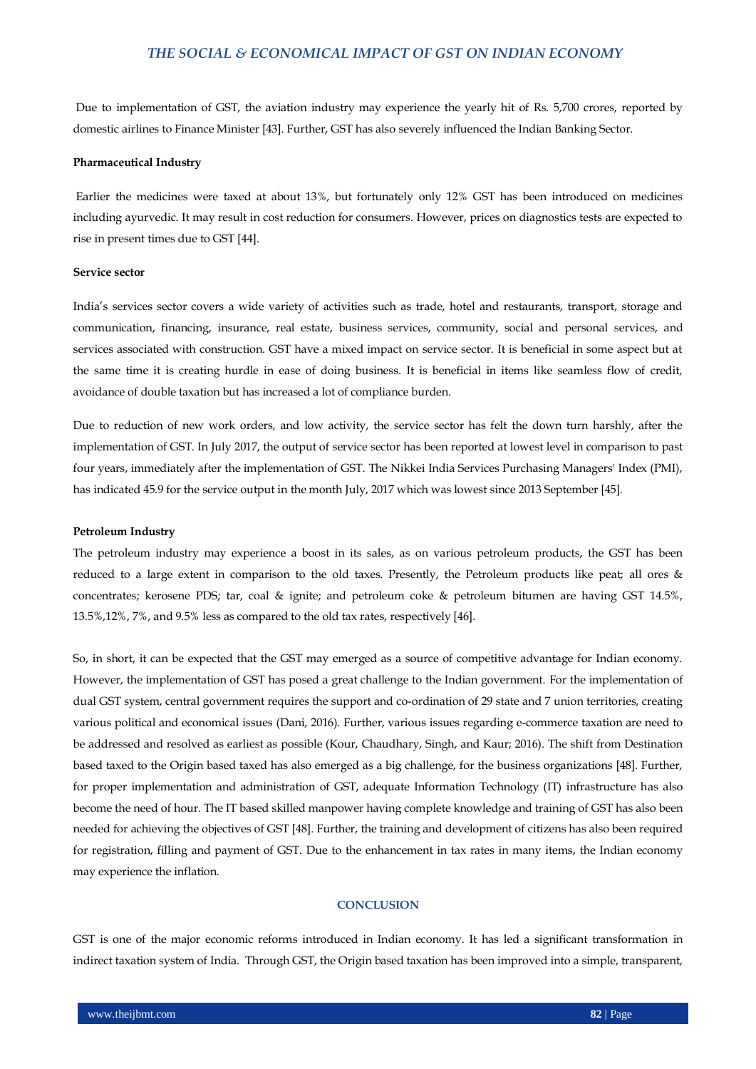Due to implementation of GST, the aviation industry may experience the yearly hit of Rs. 5,700 crores, reported by domestic airlines to Finance Minister [43]. Further, GST has also severely influenced the Indian Banking Sector.

**Pharmaceutical Industry**

Earlier the medicines were taxed at about 13%, but fortunately only 12% GST has been introduced on medicines including ayurvedic. It may result in cost reduction for consumers. However, prices on diagnostics tests are expected to rise in present times due to GST [44].

**Service sector**

India's services sector covers a wide variety of activities such as trade, hotel and restaurants, transport, storage and communication, financing, insurance, real estate, business services, community, social and personal services, and services associated with construction. GST have a mixed impact on service sector. It is beneficial in some aspect but at the same time it is creating hurdle in ease of doing business. It is beneficial in items like seamless flow of credit, avoidance of double taxation but has increased a lot of compliance burden.

Due to reduction of new work orders, and low activity, the service sector has felt the down turn harshly, after the implementation of GST. In July 2017, the output of service sector has been reported at lowest level in comparison to past four years, immediately after the implementation of GST. The Nikkei India Services Purchasing Managers' Index (PMI), has indicated 45.9 for the service output in the month July, 2017 which was lowest since 2013 September [45].

**Petroleum Industry**

The petroleum industry may experience a boost in its sales, as on various petroleum products, the GST has been reduced to a large extent in comparison to the old taxes. Presently, the Petroleum products like peat; all ores & concentrates; kerosene PDS; tar, coal & ignite; and petroleum coke & petroleum bitumen are having GST 14.5%, 13.5%,12%, 7%, and 9.5% less as compared to the old tax rates, respectively [46].

So, in short, it can be expected that the GST may emerged as a source of competitive advantage for Indian economy. However, the implementation of GST has posed a great challenge to the Indian government. For the implementation of dual GST system, central government requires the support and co-ordination of 29 state and 7 union territories, creating various political and economical issues (Dani, 2016). Further, various issues regarding e-commerce taxation are need to be addressed and resolved as earliest as possible (Kour, Chaudhary, Singh, and Kaur; 2016). The shift from Destination based taxed to the Origin based taxed has also emerged as a big challenge, for the business organizations [48]. Further, for proper implementation and administration of GST, adequate Information Technology (IT) infrastructure has also become the need of hour. The IT based skilled manpower having complete knowledge and training of GST has also been needed for achieving the objectives of GST [48]. Further, the training and development of citizens has also been required for registration, filling and payment of GST. Due to the enhancement in tax rates in many items, the Indian economy may experience the inflation.

## CONCLUSION

GST is one of the major economic reforms introduced in Indian economy. It has led a significant transformation in indirect taxation system of India. Through GST, the Origin based taxation has been improved into a simple, transparent,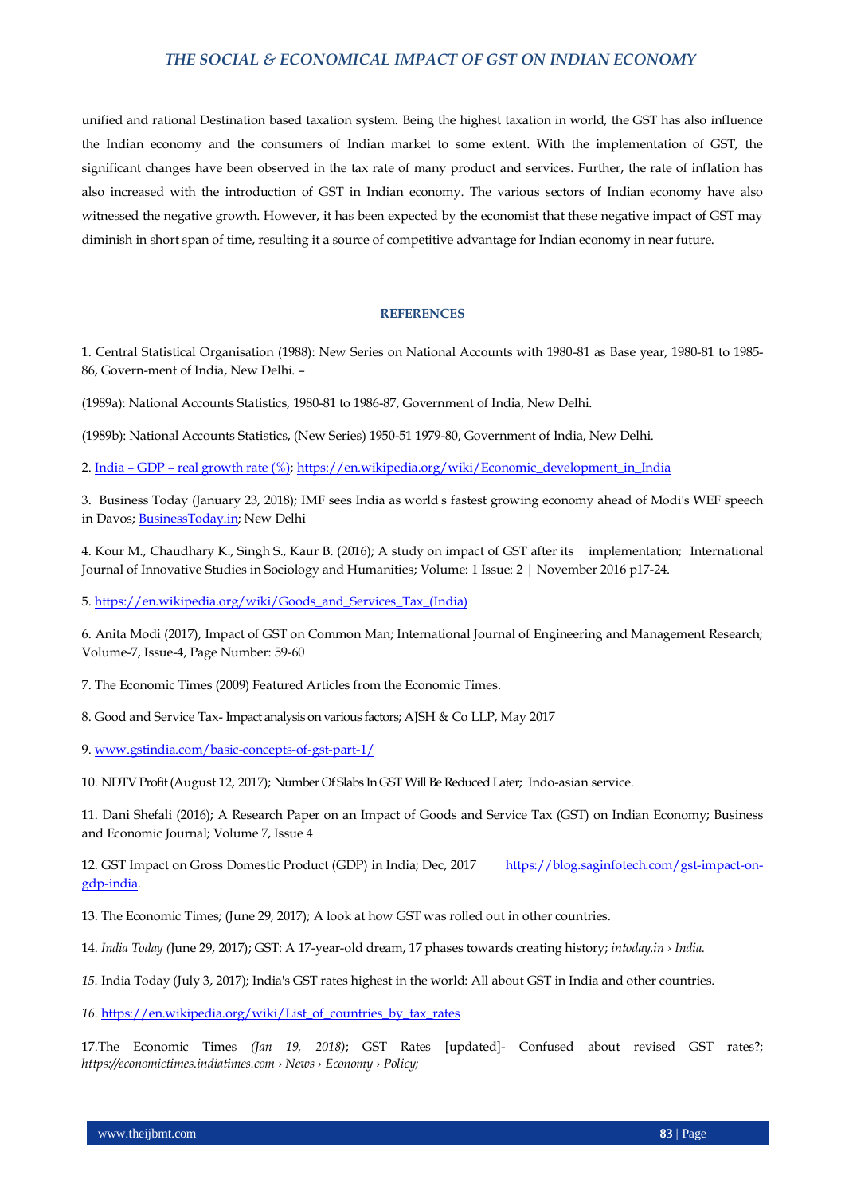unified and rational Destination based taxation system. Being the highest taxation in world, the GST has also influence the Indian economy and the consumers of Indian market to some extent. With the implementation of GST, the significant changes have been observed in the tax rate of many product and services. Further, the rate of inflation has also increased with the introduction of GST in Indian economy. The various sectors of Indian economy have also witnessed the negative growth. However, it has been expected by the economist that these negative impact of GST may diminish in short span of time, resulting it a source of competitive advantage for Indian economy in near future.

## REFERENCES

1. Central Statistical Organisation (1988): New Series on National Accounts with 1980-81 as Base year, 1980-81 to 1985-86, Govern-ment of India, New Delhi. –

(1989a): National Accounts Statistics, 1980-81 to 1986-87, Government of India, New Delhi.

(1989b): National Accounts Statistics, (New Series) 1950-51 1979-80, Government of India, New Delhi.

2. India – GDP – real growth rate (%); https://en.wikipedia.org/wiki/Economic_development_in_India

3. Business Today (January 23, 2018); IMF sees India as world's fastest growing economy ahead of Modi's WEF speech in Davos; BusinessToday.in; New Delhi

4. Kour M., Chaudhary K., Singh S., Kaur B. (2016); A study on impact of GST after its implementation; International Journal of Innovative Studies in Sociology and Humanities; Volume: 1 Issue: 2 | November 2016 p17-24.

5. https://en.wikipedia.org/wiki/Goods_and_Services_Tax_(India)

6. Anita Modi (2017), Impact of GST on Common Man; International Journal of Engineering and Management Research; Volume-7, Issue-4, Page Number: 59-60

7. The Economic Times (2009) Featured Articles from the Economic Times.

8. Good and Service Tax- Impact analysis on various factors; AJSH & Co LLP, May 2017

9. www.gstindia.com/basic-concepts-of-gst-part-1/

10. NDTV Profit (August 12, 2017); Number Of Slabs In GST Will Be Reduced Later; Indo-asian service.

11. Dani Shefali (2016); A Research Paper on an Impact of Goods and Service Tax (GST) on Indian Economy; Business and Economic Journal; Volume 7, Issue 4

12. GST Impact on Gross Domestic Product (GDP) in India; Dec, 2017 https://blog.saginfotech.com/gst-impact-on-gdp-india.

13. The Economic Times; (June 29, 2017); A look at how GST was rolled out in other countries.

14. *India Today (*June 29, 2017); GST: A 17-year-old dream, 17 phases towards creating history; *intoday.in › India.*

*15.* India Today (July 3, 2017); India's GST rates highest in the world: All about GST in India and other countries.

*16.* https://en.wikipedia.org/wiki/List_of_countries_by_tax_rates

17.The Economic Times *(Jan 19, 2018)*; GST Rates [updated]- Confused about revised GST rates?; *https://economictimes.indiatimes.com › News › Economy › Policy;*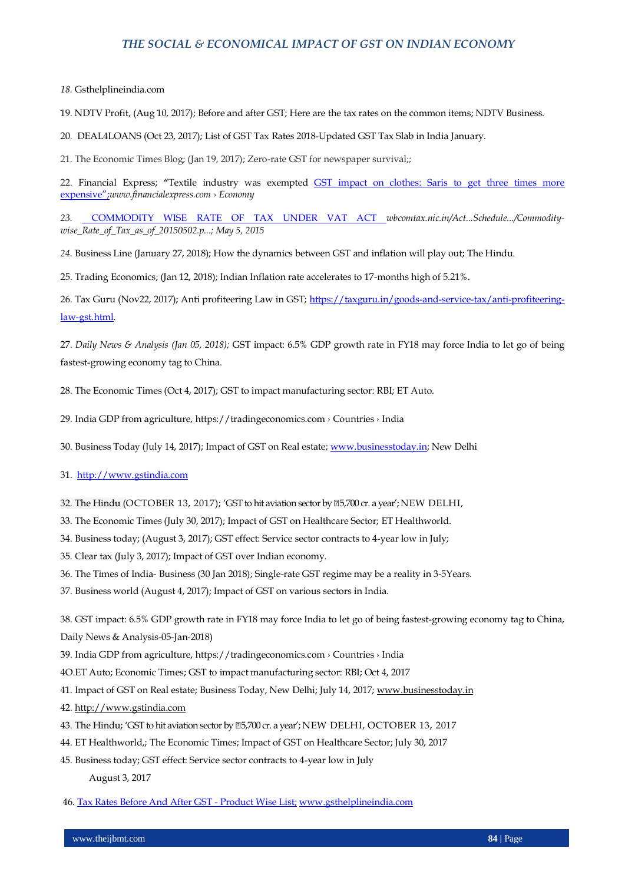18. Gsthelplineindia.com

19. NDTV Profit, (Aug 10, 2017); Before and after GST; Here are the tax rates on the common items; NDTV Business.

20. DEAL4LOANS (Oct 23, 2017); List of GST Tax Rates 2018-Updated GST Tax Slab in India January.

21. The Economic Times Blog; (Jan 19, 2017); Zero-rate GST for newspaper survival;;

22. Financial Express; "Textile industry was exempted GST impact on clothes: Saris to get three times more expensive";*www.financialexpress.com › Economy*

23. COMMODITY WISE RATE OF TAX UNDER VAT ACT *wbcomtax.nic.in/Act...Schedule.../Commodity-wise_Rate_of_Tax_as_of_20150502.p...; May 5, 2015*

24. Business Line (January 27, 2018); How the dynamics between GST and inflation will play out; The Hindu.

25. Trading Economics; (Jan 12, 2018); Indian Inflation rate accelerates to 17-months high of 5.21%.

26. Tax Guru (Nov22, 2017); Anti profiteering Law in GST; https://taxguru.in/goods-and-service-tax/anti-profiteering-law-gst.html.

27. *Daily News & Analysis (Jan 05, 2018);* GST impact: 6.5% GDP growth rate in FY18 may force India to let go of being fastest-growing economy tag to China.

28. The Economic Times (Oct 4, 2017); GST to impact manufacturing sector: RBI; ET Auto.

29. India GDP from agriculture, https://tradingeconomics.com › Countries › India

30. Business Today (July 14, 2017); Impact of GST on Real estate; www.businesstoday.in; New Delhi

31. http://www.gstindia.com

32. The Hindu (OCTOBER 13, 2017); 'GST to hit aviation sector by ₹5,700 cr. a year'; NEW DELHI,

33. The Economic Times (July 30, 2017); Impact of GST on Healthcare Sector; ET Healthworld.

34. Business today; (August 3, 2017); GST effect: Service sector contracts to 4-year low in July;

35. Clear tax (July 3, 2017); Impact of GST over Indian economy.

36. The Times of India- Business (30 Jan 2018); Single-rate GST regime may be a reality in 3-5Years.

37. Business world (August 4, 2017); Impact of GST on various sectors in India.

38. GST impact: 6.5% GDP growth rate in FY18 may force India to let go of being fastest-growing economy tag to China, Daily News & Analysis-05-Jan-2018)

39. India GDP from agriculture, https://tradingeconomics.com › Countries › India

4O.ET Auto; Economic Times; GST to impact manufacturing sector: RBI; Oct 4, 2017

41. Impact of GST on Real estate; Business Today, New Delhi; July 14, 2017; www.businesstoday.in

42. http://www.gstindia.com

43. The Hindu; 'GST to hit aviation sector by ₹5,700 cr. a year'; NEW DELHI, OCTOBER 13, 2017

44. ET Healthworld,; The Economic Times; Impact of GST on Healthcare Sector; July 30, 2017

45. Business today; GST effect: Service sector contracts to 4-year low in July
August 3, 2017

46. Tax Rates Before And After GST - Product Wise List; www.gsthelplineindia.com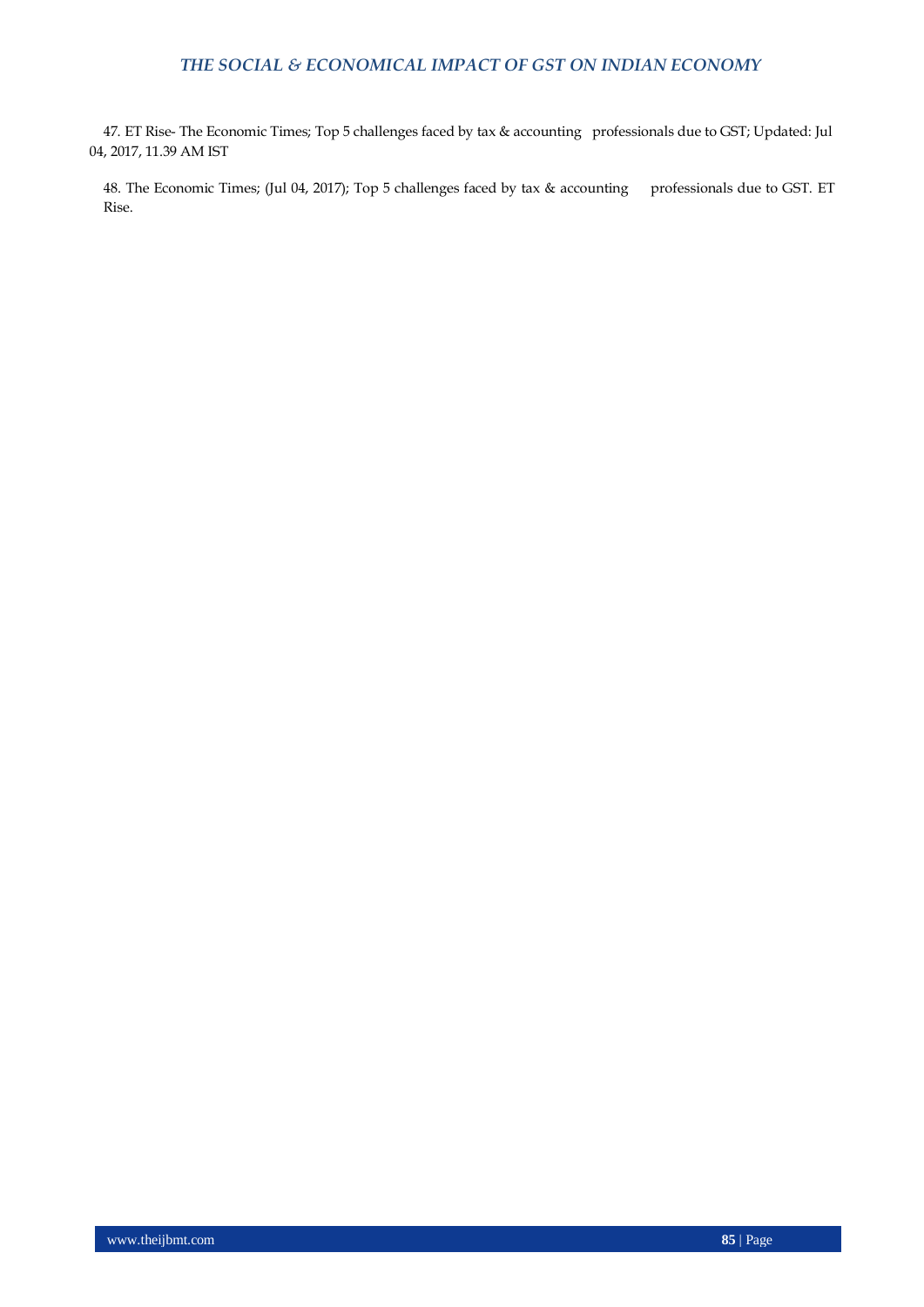47. ET Rise- The Economic Times; Top 5 challenges faced by tax & accounting professionals due to GST; Updated: Jul 04, 2017, 11.39 AM IST

48. The Economic Times; (Jul 04, 2017); Top 5 challenges faced by tax & accounting professionals due to GST. ET Rise.